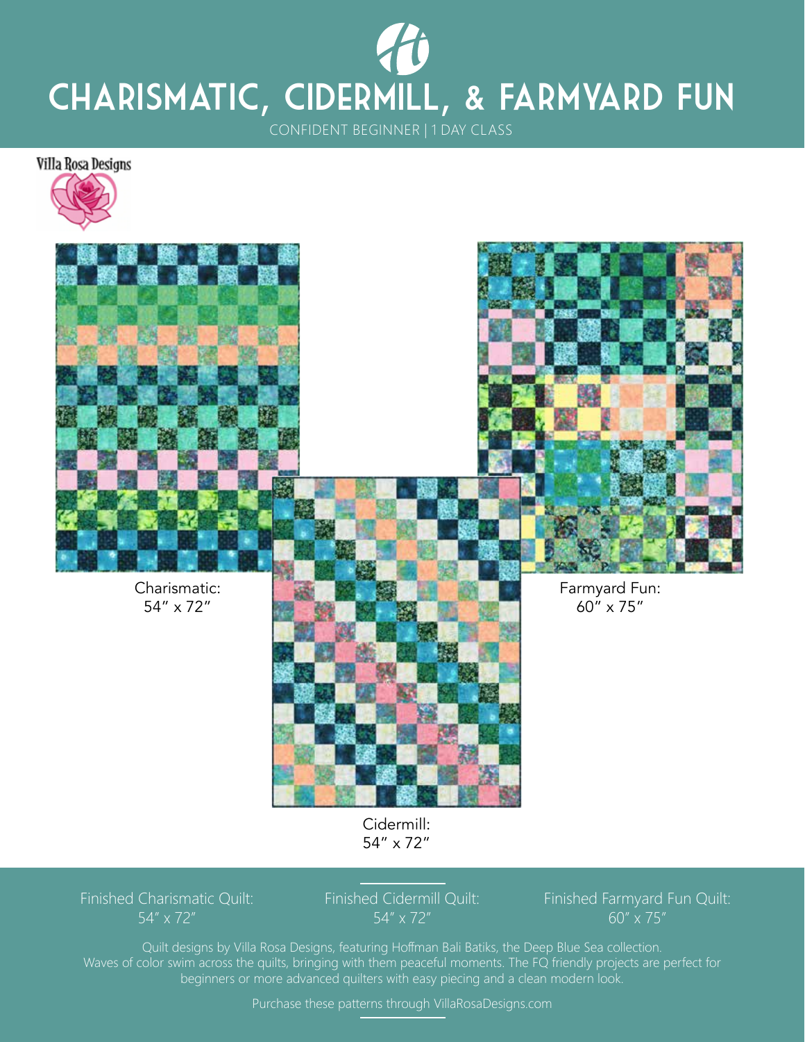# CHARISMATIC, CIDERMILL, & FARMYARD FUN

CONFIDENT BEGINNER | 1 DAY CLASS

Villa Rosa Designs

Charismatic:
54″ x 72″

Farmyard Fun:
60″ x 75″

Cidermill:
54″ x 72″

Finished Charismatic Quilt:
54″ x 72″

Finished Cidermill Quilt:
54″ x 72″

Finished Farmyard Fun Quilt:
60″ x 75″

Quilt designs by Villa Rosa Designs, featuring Hoffman Bali Batiks, the Deep Blue Sea collection. Waves of color swim across the quilts, bringing with them peaceful moments. The FQ friendly projects are perfect for beginners or more advanced quilters with easy piecing and a clean modern look.

Purchase these patterns through VillaRosaDesigns.com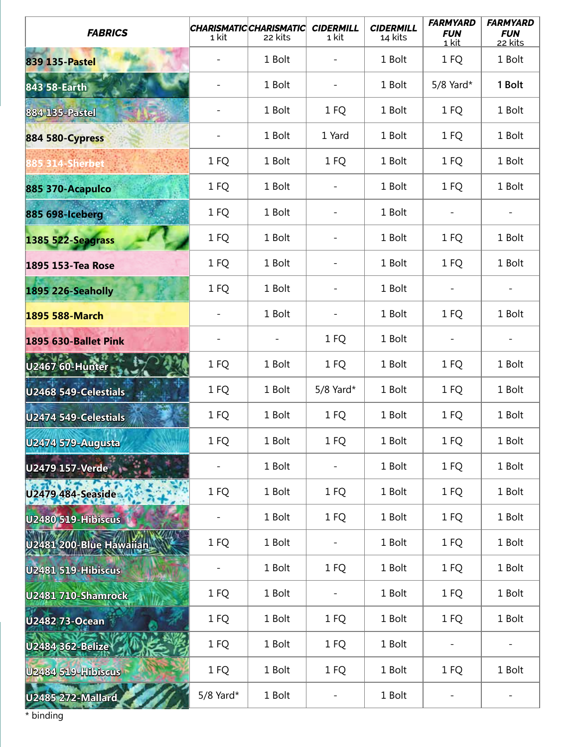| FABRICS | CHARISMATIC 1 kit | CHARISMATIC 22 kits | CIDERMILL 1 kit | CIDERMILL 14 kits | FARMYARD FUN 1 kit | FARMYARD FUN 22 kits |
|---|---|---|---|---|---|---|
| 839 135-Pastel | - | 1 Bolt | - | 1 Bolt | 1 FQ | 1 Bolt |
| 843 58-Earth | - | 1 Bolt | - | 1 Bolt | 5/8 Yard* | **1 Bolt** |
| 884 135-Pastel | - | 1 Bolt | 1 FQ | 1 Bolt | 1 FQ | 1 Bolt |
| 884 580-Cypress | - | 1 Bolt | 1 Yard | 1 Bolt | 1 FQ | 1 Bolt |
| 885 314-Sherbet | 1 FQ | 1 Bolt | 1 FQ | 1 Bolt | 1 FQ | 1 Bolt |
| 885 370-Acapulco | 1 FQ | 1 Bolt | - | 1 Bolt | 1 FQ | 1 Bolt |
| 885 698-Iceberg | 1 FQ | 1 Bolt | - | 1 Bolt | - | - |
| 1385 522-Seagrass | 1 FQ | 1 Bolt | - | 1 Bolt | 1 FQ | 1 Bolt |
| 1895 153-Tea Rose | 1 FQ | 1 Bolt | - | 1 Bolt | 1 FQ | 1 Bolt |
| 1895 226-Seaholly | 1 FQ | 1 Bolt | - | 1 Bolt | - | - |
| 1895 588-March | - | 1 Bolt | - | 1 Bolt | 1 FQ | 1 Bolt |
| 1895 630-Ballet Pink | - | - | 1 FQ | 1 Bolt | - | - |
| U2467 60-Hunter | 1 FQ | 1 Bolt | 1 FQ | 1 Bolt | 1 FQ | 1 Bolt |
| U2468 549-Celestials | 1 FQ | 1 Bolt | 5/8 Yard* | 1 Bolt | 1 FQ | 1 Bolt |
| U2474 549-Celestials | 1 FQ | 1 Bolt | 1 FQ | 1 Bolt | 1 FQ | 1 Bolt |
| U2474 579-Augusta | 1 FQ | 1 Bolt | 1 FQ | 1 Bolt | 1 FQ | 1 Bolt |
| U2479 157-Verde | - | 1 Bolt | - | 1 Bolt | 1 FQ | 1 Bolt |
| U2479 484-Seaside | 1 FQ | 1 Bolt | 1 FQ | 1 Bolt | 1 FQ | 1 Bolt |
| U2480 519-Hibiscus | - | 1 Bolt | 1 FQ | 1 Bolt | 1 FQ | 1 Bolt |
| U2481 200-Blue Hawaiian | 1 FQ | 1 Bolt | - | 1 Bolt | 1 FQ | 1 Bolt |
| U2481 519-Hibiscus | - | 1 Bolt | 1 FQ | 1 Bolt | 1 FQ | 1 Bolt |
| U2481 710-Shamrock | 1 FQ | 1 Bolt | - | 1 Bolt | 1 FQ | 1 Bolt |
| U2482 73-Ocean | 1 FQ | 1 Bolt | 1 FQ | 1 Bolt | 1 FQ | 1 Bolt |
| U2484 362-Belize | 1 FQ | 1 Bolt | 1 FQ | 1 Bolt | - | - |
| U2484 519-Hibiscus | 1 FQ | 1 Bolt | 1 FQ | 1 Bolt | 1 FQ | 1 Bolt |
| U2485 272-Mallard | 5/8 Yard* | 1 Bolt | - | 1 Bolt | - | - |

* binding